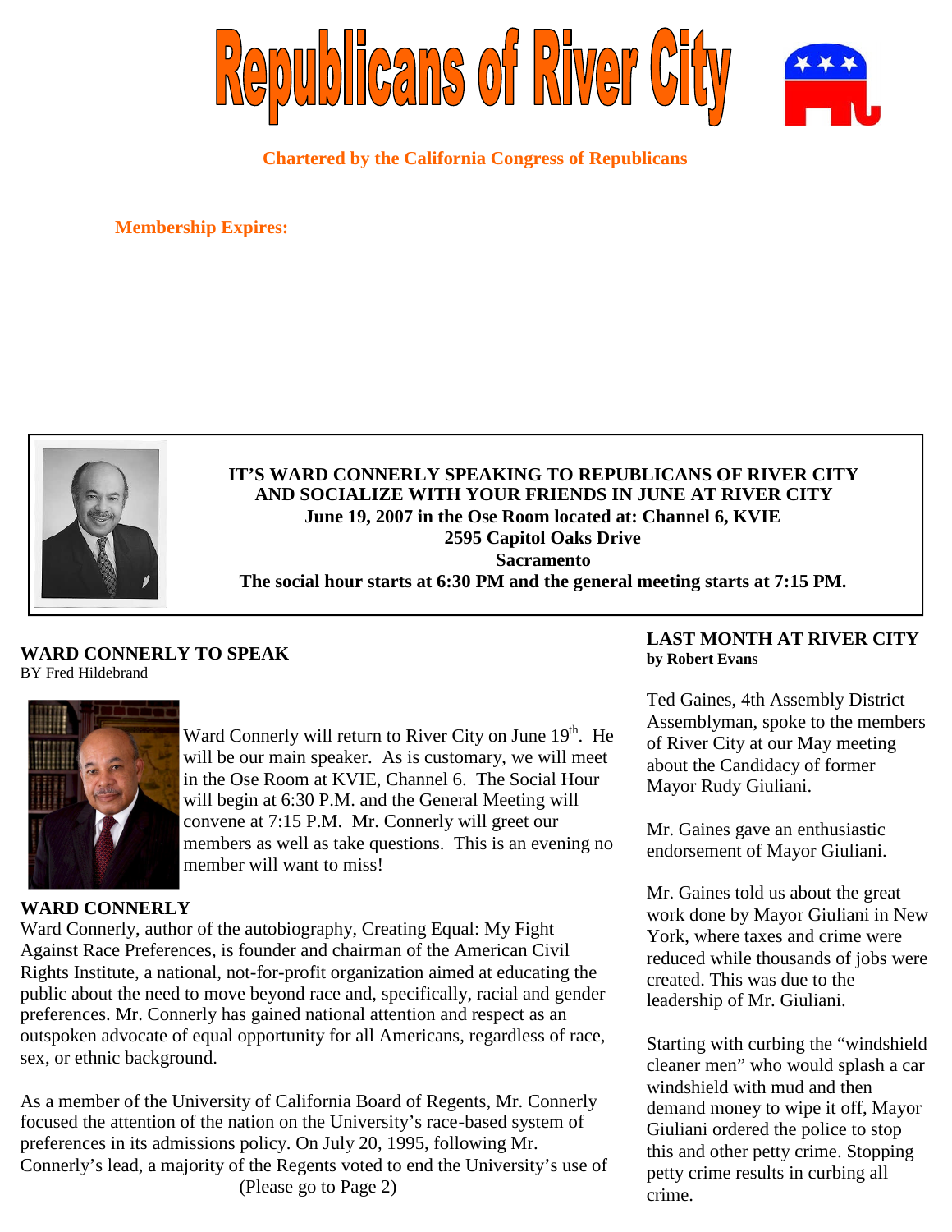# Republicans of River City

**Chartered by the California Congress of Republicans**

**Membership Expires:**

**IT'S WARD CONNERLY SPEAKING TO REPUBLICANS OF RIVER CITY AND SOCIALIZE WITH YOUR FRIENDS IN JUNE AT RIVER CITY**
**June 19, 2007 in the Ose Room located at: Channel 6, KVIE**
**2595 Capitol Oaks Drive**
**Sacramento**
**The social hour starts at 6:30 PM and the general meeting starts at 7:15 PM.**

## WARD CONNERLY TO SPEAK

BY Fred Hildebrand

Ward Connerly will return to River City on June 19th. He will be our main speaker. As is customary, we will meet in the Ose Room at KVIE, Channel 6. The Social Hour will begin at 6:30 P.M. and the General Meeting will convene at 7:15 P.M. Mr. Connerly will greet our members as well as take questions. This is an evening no member will want to miss!

### WARD CONNERLY

Ward Connerly, author of the autobiography, Creating Equal: My Fight Against Race Preferences, is founder and chairman of the American Civil Rights Institute, a national, not-for-profit organization aimed at educating the public about the need to move beyond race and, specifically, racial and gender preferences. Mr. Connerly has gained national attention and respect as an outspoken advocate of equal opportunity for all Americans, regardless of race, sex, or ethnic background.

As a member of the University of California Board of Regents, Mr. Connerly focused the attention of the nation on the University's race-based system of preferences in its admissions policy. On July 20, 1995, following Mr. Connerly's lead, a majority of the Regents voted to end the University's use of

(Please go to Page 2)

## LAST MONTH AT RIVER CITY

**by Robert Evans**

Ted Gaines, 4th Assembly District Assemblyman, spoke to the members of River City at our May meeting about the Candidacy of former Mayor Rudy Giuliani.

Mr. Gaines gave an enthusiastic endorsement of Mayor Giuliani.

Mr. Gaines told us about the great work done by Mayor Giuliani in New York, where taxes and crime were reduced while thousands of jobs were created. This was due to the leadership of Mr. Giuliani.

Starting with curbing the "windshield cleaner men" who would splash a car windshield with mud and then demand money to wipe it off, Mayor Giuliani ordered the police to stop this and other petty crime. Stopping petty crime results in curbing all crime.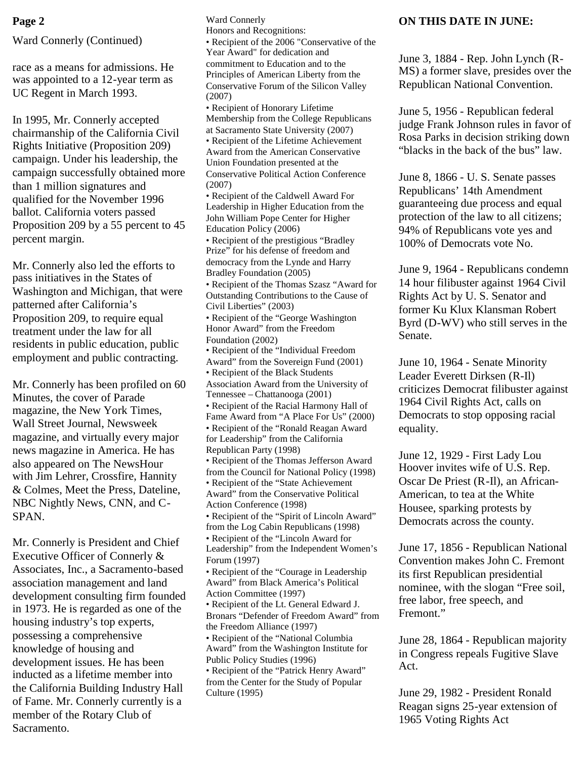Ward Connerly (Continued)

race as a means for admissions. He was appointed to a 12-year term as UC Regent in March 1993.

In 1995, Mr. Connerly accepted chairmanship of the California Civil Rights Initiative (Proposition 209) campaign. Under his leadership, the campaign successfully obtained more than 1 million signatures and qualified for the November 1996 ballot. California voters passed Proposition 209 by a 55 percent to 45 percent margin.

Mr. Connerly also led the efforts to pass initiatives in the States of Washington and Michigan, that were patterned after California's Proposition 209, to require equal treatment under the law for all residents in public education, public employment and public contracting.

Mr. Connerly has been profiled on 60 Minutes, the cover of Parade magazine, the New York Times, Wall Street Journal, Newsweek magazine, and virtually every major news magazine in America. He has also appeared on The NewsHour with Jim Lehrer, Crossfire, Hannity & Colmes, Meet the Press, Dateline, NBC Nightly News, CNN, and C-SPAN.

Mr. Connerly is President and Chief Executive Officer of Connerly & Associates, Inc., a Sacramento-based association management and land development consulting firm founded in 1973. He is regarded as one of the housing industry's top experts, possessing a comprehensive knowledge of housing and development issues. He has been inducted as a lifetime member into the California Building Industry Hall of Fame. Mr. Connerly currently is a member of the Rotary Club of Sacramento.

Ward Connerly
Honors and Recognitions:

- Recipient of the 2006 "Conservative of the Year Award" for dedication and commitment to Education and to the Principles of American Liberty from the Conservative Forum of the Silicon Valley (2007)
- Recipient of Honorary Lifetime Membership from the College Republicans at Sacramento State University (2007)
- Recipient of the Lifetime Achievement Award from the American Conservative Union Foundation presented at the Conservative Political Action Conference (2007)
- Recipient of the Caldwell Award For Leadership in Higher Education from the John William Pope Center for Higher Education Policy (2006)
- Recipient of the prestigious "Bradley Prize" for his defense of freedom and democracy from the Lynde and Harry Bradley Foundation (2005)
- Recipient of the Thomas Szasz "Award for Outstanding Contributions to the Cause of Civil Liberties" (2003)
- Recipient of the "George Washington Honor Award" from the Freedom Foundation (2002)
- Recipient of the "Individual Freedom Award" from the Sovereign Fund (2001)
- Recipient of the Black Students Association Award from the University of Tennessee – Chattanooga (2001)
- Recipient of the Racial Harmony Hall of Fame Award from "A Place For Us" (2000)
- Recipient of the "Ronald Reagan Award for Leadership" from the California Republican Party (1998)
- Recipient of the Thomas Jefferson Award from the Council for National Policy (1998)
- Recipient of the "State Achievement Award" from the Conservative Political Action Conference (1998)
- Recipient of the "Spirit of Lincoln Award" from the Log Cabin Republicans (1998)
- Recipient of the "Lincoln Award for Leadership" from the Independent Women's Forum (1997)
- Recipient of the "Courage in Leadership Award" from Black America's Political Action Committee (1997)
- Recipient of the Lt. General Edward J. Bronars "Defender of Freedom Award" from the Freedom Alliance (1997)
- Recipient of the "National Columbia Award" from the Washington Institute for Public Policy Studies (1996)
- Recipient of the "Patrick Henry Award" from the Center for the Study of Popular Culture (1995)

**ON THIS DATE IN JUNE:**

June 3, 1884 - Rep. John Lynch (R-MS) a former slave, presides over the Republican National Convention.

June 5, 1956 - Republican federal judge Frank Johnson rules in favor of Rosa Parks in decision striking down "blacks in the back of the bus" law.

June 8, 1866 - U. S. Senate passes Republicans' 14th Amendment guaranteeing due process and equal protection of the law to all citizens; 94% of Republicans vote yes and 100% of Democrats vote No.

June 9, 1964 - Republicans condemn 14 hour filibuster against 1964 Civil Rights Act by U. S. Senator and former Ku Klux Klansman Robert Byrd (D-WV) who still serves in the Senate.

June 10, 1964 - Senate Minority Leader Everett Dirksen (R-Il) criticizes Democrat filibuster against 1964 Civil Rights Act, calls on Democrats to stop opposing racial equality.

June 12, 1929 - First Lady Lou Hoover invites wife of U.S. Rep. Oscar De Priest (R-Il), an African-American, to tea at the White Housee, sparking protests by Democrats across the county.

June 17, 1856 - Republican National Convention makes John C. Fremont its first Republican presidential nominee, with the slogan "Free soil, free labor, free speech, and Fremont."

June 28, 1864 - Republican majority in Congress repeals Fugitive Slave Act.

June 29, 1982 - President Ronald Reagan signs 25-year extension of 1965 Voting Rights Act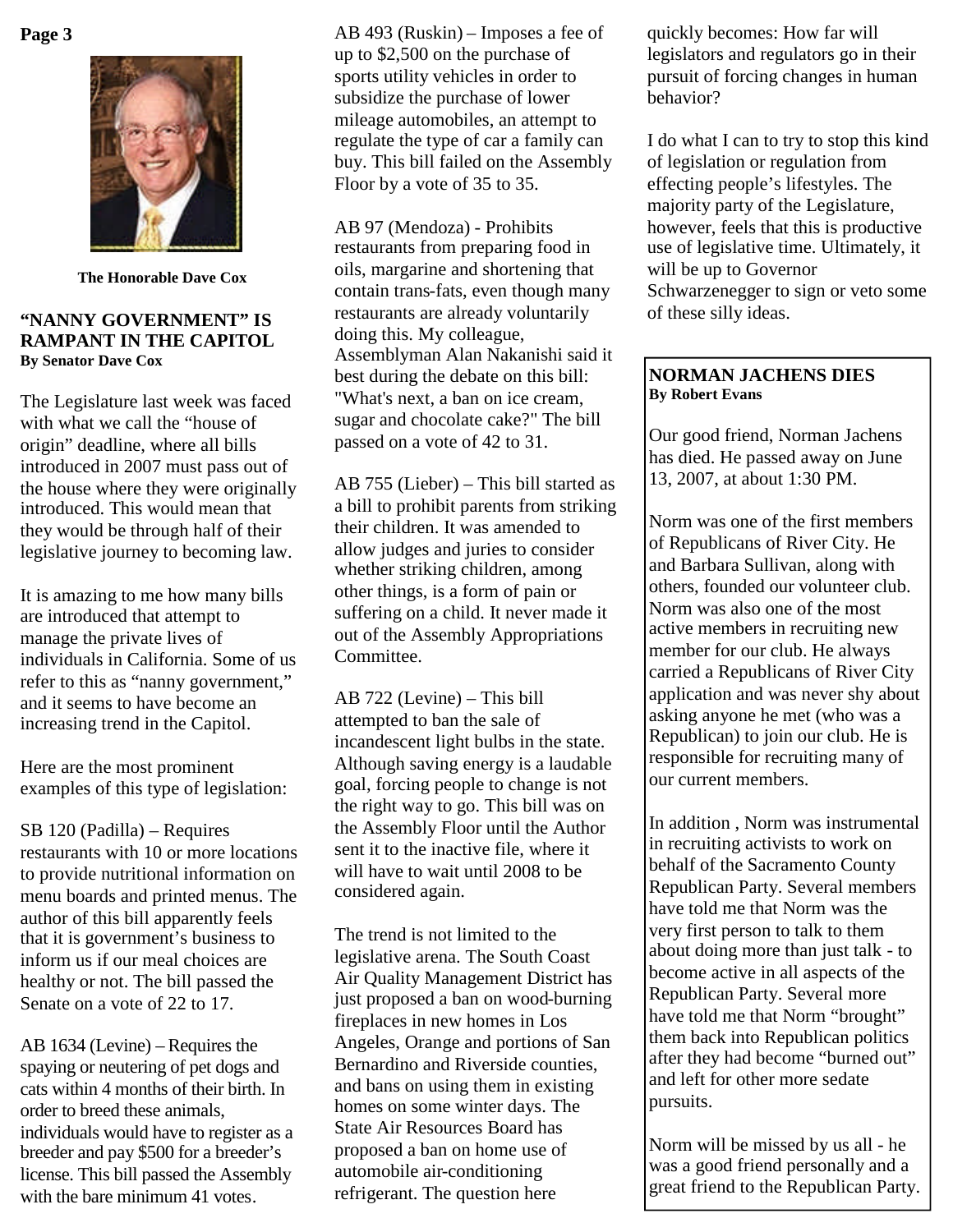The Honorable Dave Cox

## "NANNY GOVERNMENT" IS RAMPANT IN THE CAPITOL

**By Senator Dave Cox**

The Legislature last week was faced with what we call the "house of origin" deadline, where all bills introduced in 2007 must pass out of the house where they were originally introduced. This would mean that they would be through half of their legislative journey to becoming law.

It is amazing to me how many bills are introduced that attempt to manage the private lives of individuals in California. Some of us refer to this as "nanny government," and it seems to have become an increasing trend in the Capitol.

Here are the most prominent examples of this type of legislation:

SB 120 (Padilla) – Requires restaurants with 10 or more locations to provide nutritional information on menu boards and printed menus. The author of this bill apparently feels that it is government's business to inform us if our meal choices are healthy or not. The bill passed the Senate on a vote of 22 to 17.

AB 1634 (Levine) – Requires the spaying or neutering of pet dogs and cats within 4 months of their birth. In order to breed these animals, individuals would have to register as a breeder and pay $500 for a breeder's license. This bill passed the Assembly with the bare minimum 41 votes.

AB 493 (Ruskin) – Imposes a fee of up to $2,500 on the purchase of sports utility vehicles in order to subsidize the purchase of lower mileage automobiles, an attempt to regulate the type of car a family can buy. This bill failed on the Assembly Floor by a vote of 35 to 35.

AB 97 (Mendoza) - Prohibits restaurants from preparing food in oils, margarine and shortening that contain trans-fats, even though many restaurants are already voluntarily doing this. My colleague, Assemblyman Alan Nakanishi said it best during the debate on this bill: "What's next, a ban on ice cream, sugar and chocolate cake?" The bill passed on a vote of 42 to 31.

AB 755 (Lieber) – This bill started as a bill to prohibit parents from striking their children. It was amended to allow judges and juries to consider whether striking children, among other things, is a form of pain or suffering on a child. It never made it out of the Assembly Appropriations Committee.

AB 722 (Levine) – This bill attempted to ban the sale of incandescent light bulbs in the state. Although saving energy is a laudable goal, forcing people to change is not the right way to go. This bill was on the Assembly Floor until the Author sent it to the inactive file, where it will have to wait until 2008 to be considered again.

The trend is not limited to the legislative arena. The South Coast Air Quality Management District has just proposed a ban on wood-burning fireplaces in new homes in Los Angeles, Orange and portions of San Bernardino and Riverside counties, and bans on using them in existing homes on some winter days. The State Air Resources Board has proposed a ban on home use of automobile air-conditioning refrigerant. The question here quickly becomes: How far will legislators and regulators go in their pursuit of forcing changes in human behavior?

I do what I can to try to stop this kind of legislation or regulation from effecting people's lifestyles. The majority party of the Legislature, however, feels that this is productive use of legislative time. Ultimately, it will be up to Governor Schwarzenegger to sign or veto some of these silly ideas.

## NORMAN JACHENS DIES

**By Robert Evans**

Our good friend, Norman Jachens has died. He passed away on June 13, 2007, at about 1:30 PM.

Norm was one of the first members of Republicans of River City. He and Barbara Sullivan, along with others, founded our volunteer club. Norm was also one of the most active members in recruiting new member for our club. He always carried a Republicans of River City application and was never shy about asking anyone he met (who was a Republican) to join our club. He is responsible for recruiting many of our current members.

In addition , Norm was instrumental in recruiting activists to work on behalf of the Sacramento County Republican Party. Several members have told me that Norm was the very first person to talk to them about doing more than just talk - to become active in all aspects of the Republican Party. Several more have told me that Norm "brought" them back into Republican politics after they had become "burned out" and left for other more sedate pursuits.

Norm will be missed by us all - he was a good friend personally and a great friend to the Republican Party.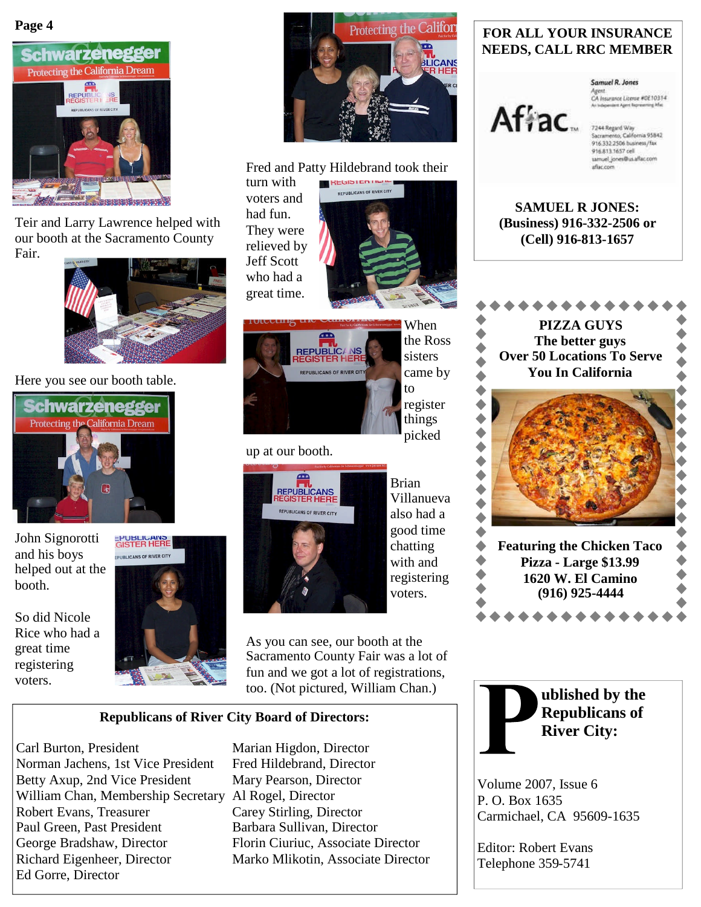Teir and Larry Lawrence helped with our booth at the Sacramento County Fair.

Here you see our booth table.

John Signorotti and his boys helped out at the booth.

So did Nicole Rice who had a great time registering voters.

Fred and Patty Hildebrand took their turn with voters and had fun. They were relieved by Jeff Scott who had a great time.

When the Ross sisters came by to register things picked up at our booth.

Brian Villanueva also had a good time chatting with and registering voters.

As you can see, our booth at the Sacramento County Fair was a lot of fun and we got a lot of registrations, too. (Not pictured, William Chan.)

**Republicans of River City Board of Directors:**

Carl Burton, President
Norman Jachens, 1st Vice President
Betty Axup, 2nd Vice President
William Chan, Membership Secretary
Robert Evans, Treasurer
Paul Green, Past President
George Bradshaw, Director
Richard Eigenheer, Director
Ed Gorre, Director
Marian Higdon, Director
Fred Hildebrand, Director
Mary Pearson, Director
Al Rogel, Director
Carey Stirling, Director
Barbara Sullivan, Director
Florin Ciuriuc, Associate Director
Marko Mlikotin, Associate Director

**FOR ALL YOUR INSURANCE NEEDS, CALL RRC MEMBER**

Aflac

Samuel R. Jones
Agent
CA Insurance License #0E10314
An Independent Agent Representing Aflac

7244 Regard Way
Sacramento, California 95842
916.332.2506 business/fax
916.813.1657 cell
samuel_jones@us.aflac.com
aflac.com

**SAMUEL R JONES:**
**(Business) 916-332-2506 or**
**(Cell) 916-813-1657**

**PIZZA GUYS**
**The better guys**
**Over 50 Locations To Serve You In California**

**Featuring the Chicken Taco Pizza - Large $13.99**
**1620 W. El Camino**
**(916) 925-4444**

**Published by the Republicans of River City:**

Volume 2007, Issue 6
P. O. Box 1635
Carmichael, CA 95609-1635

Editor: Robert Evans
Telephone 359-5741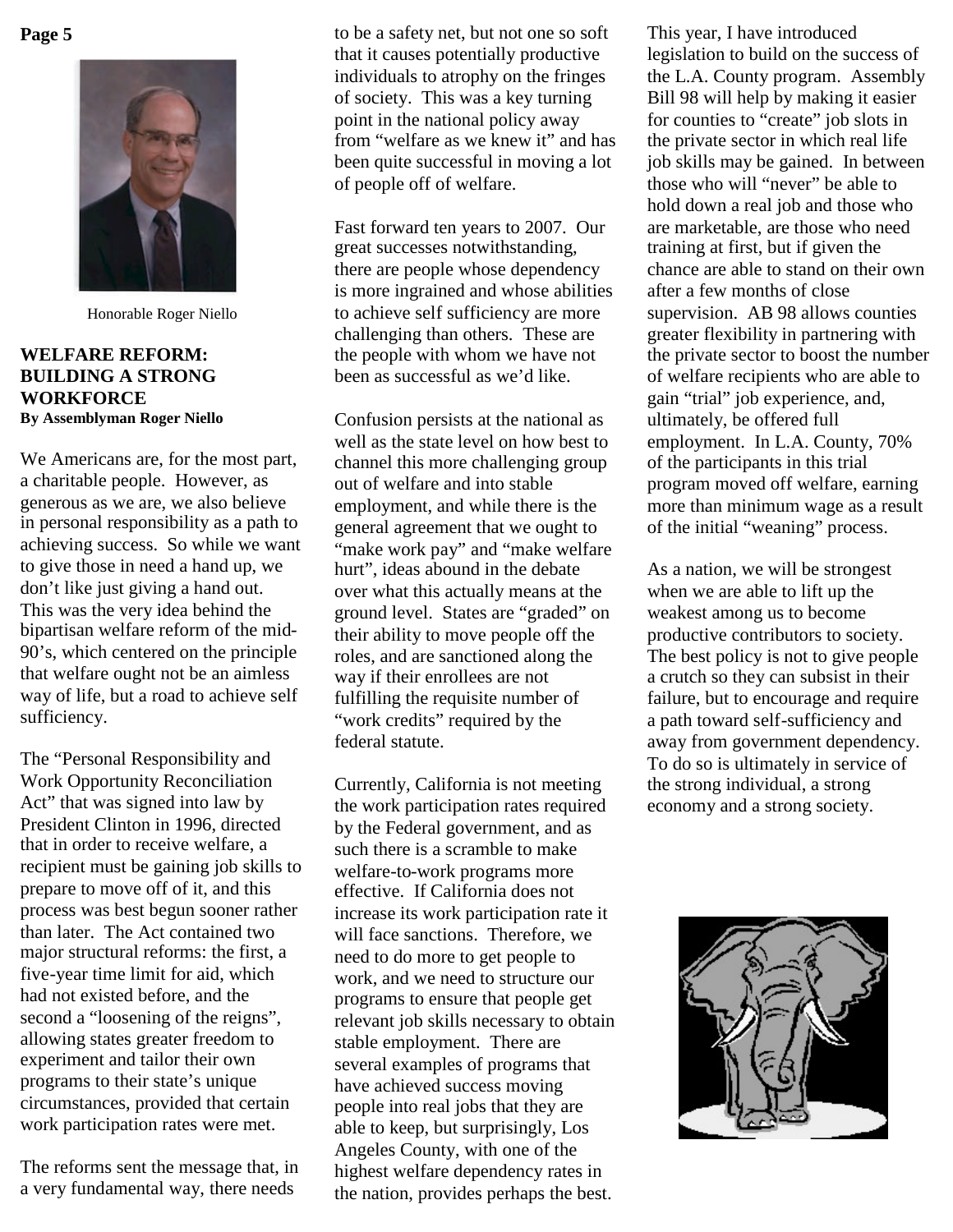Honorable Roger Niello

## WELFARE REFORM: BUILDING A STRONG WORKFORCE

**By Assemblyman Roger Niello**

We Americans are, for the most part, a charitable people. However, as generous as we are, we also believe in personal responsibility as a path to achieving success. So while we want to give those in need a hand up, we don't like just giving a hand out. This was the very idea behind the bipartisan welfare reform of the mid-90's, which centered on the principle that welfare ought not be an aimless way of life, but a road to achieve self sufficiency.

The "Personal Responsibility and Work Opportunity Reconciliation Act" that was signed into law by President Clinton in 1996, directed that in order to receive welfare, a recipient must be gaining job skills to prepare to move off of it, and this process was best begun sooner rather than later. The Act contained two major structural reforms: the first, a five-year time limit for aid, which had not existed before, and the second a "loosening of the reigns", allowing states greater freedom to experiment and tailor their own programs to their state's unique circumstances, provided that certain work participation rates were met.

The reforms sent the message that, in a very fundamental way, there needs to be a safety net, but not one so soft that it causes potentially productive individuals to atrophy on the fringes of society. This was a key turning point in the national policy away from "welfare as we knew it" and has been quite successful in moving a lot of people off of welfare.

Fast forward ten years to 2007. Our great successes notwithstanding, there are people whose dependency is more ingrained and whose abilities to achieve self sufficiency are more challenging than others. These are the people with whom we have not been as successful as we'd like.

Confusion persists at the national as well as the state level on how best to channel this more challenging group out of welfare and into stable employment, and while there is the general agreement that we ought to "make work pay" and "make welfare hurt", ideas abound in the debate over what this actually means at the ground level. States are "graded" on their ability to move people off the roles, and are sanctioned along the way if their enrollees are not fulfilling the requisite number of "work credits" required by the federal statute.

Currently, California is not meeting the work participation rates required by the Federal government, and as such there is a scramble to make welfare-to-work programs more effective. If California does not increase its work participation rate it will face sanctions. Therefore, we need to do more to get people to work, and we need to structure our programs to ensure that people get relevant job skills necessary to obtain stable employment. There are several examples of programs that have achieved success moving people into real jobs that they are able to keep, but surprisingly, Los Angeles County, with one of the highest welfare dependency rates in the nation, provides perhaps the best.

This year, I have introduced legislation to build on the success of the L.A. County program. Assembly Bill 98 will help by making it easier for counties to "create" job slots in the private sector in which real life job skills may be gained. In between those who will "never" be able to hold down a real job and those who are marketable, are those who need training at first, but if given the chance are able to stand on their own after a few months of close supervision. AB 98 allows counties greater flexibility in partnering with the private sector to boost the number of welfare recipients who are able to gain "trial" job experience, and, ultimately, be offered full employment. In L.A. County, 70% of the participants in this trial program moved off welfare, earning more than minimum wage as a result of the initial "weaning" process.

As a nation, we will be strongest when we are able to lift up the weakest among us to become productive contributors to society. The best policy is not to give people a crutch so they can subsist in their failure, but to encourage and require a path toward self-sufficiency and away from government dependency. To do so is ultimately in service of the strong individual, a strong economy and a strong society.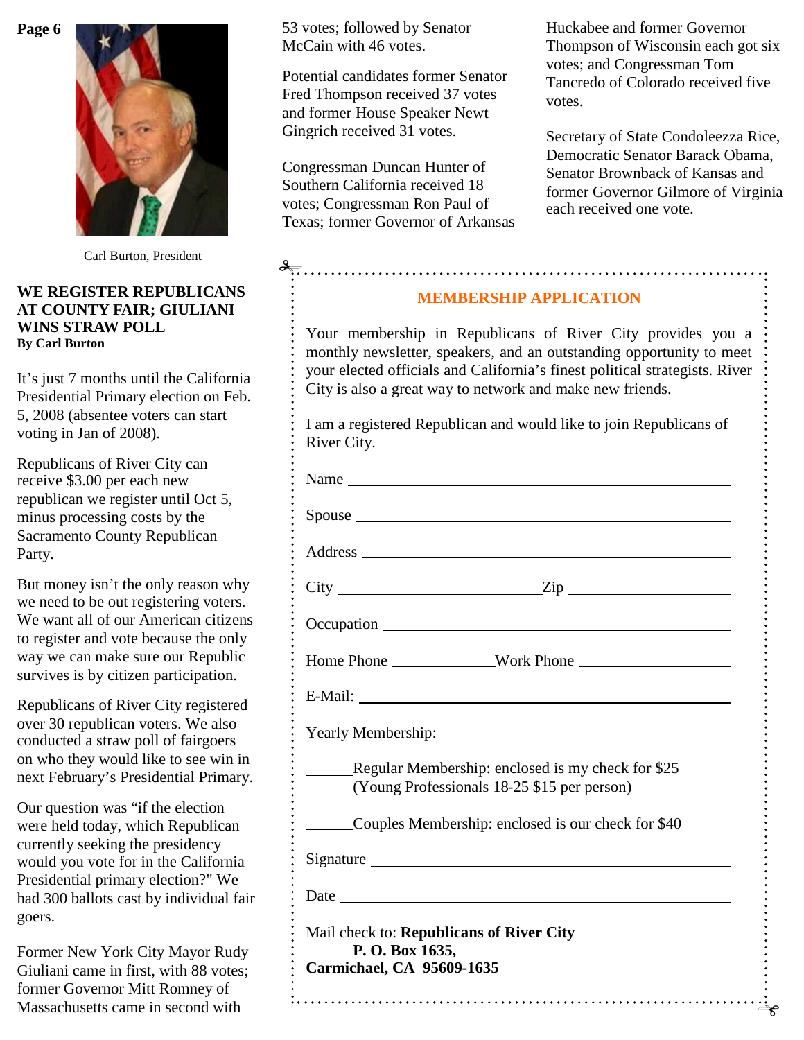Carl Burton, President

## WE REGISTER REPUBLICANS AT COUNTY FAIR; GIULIANI WINS STRAW POLL

**By Carl Burton**

It's just 7 months until the California Presidential Primary election on Feb. 5, 2008 (absentee voters can start voting in Jan of 2008).

Republicans of River City can receive $3.00 per each new republican we register until Oct 5, minus processing costs by the Sacramento County Republican Party.

But money isn't the only reason why we need to be out registering voters. We want all of our American citizens to register and vote because the only way we can make sure our Republic survives is by citizen participation.

Republicans of River City registered over 30 republican voters. We also conducted a straw poll of fairgoers on who they would like to see win in next February's Presidential Primary.

Our question was "if the election were held today, which Republican currently seeking the presidency would you vote for in the California Presidential primary election?" We had 300 ballots cast by individual fair goers.

Former New York City Mayor Rudy Giuliani came in first, with 88 votes; former Governor Mitt Romney of Massachusetts came in second with 53 votes; followed by Senator McCain with 46 votes.

Potential candidates former Senator Fred Thompson received 37 votes and former House Speaker Newt Gingrich received 31 votes.

Congressman Duncan Hunter of Southern California received 18 votes; Congressman Ron Paul of Texas; former Governor of Arkansas Huckabee and former Governor Thompson of Wisconsin each got six votes; and Congressman Tom Tancredo of Colorado received five votes.

Secretary of State Condoleezza Rice, Democratic Senator Barack Obama, Senator Brownback of Kansas and former Governor Gilmore of Virginia each received one vote.

---

## MEMBERSHIP APPLICATION

Your membership in Republicans of River City provides you a monthly newsletter, speakers, and an outstanding opportunity to meet your elected officials and California's finest political strategists. River City is also a great way to network and make new friends.

I am a registered Republican and would like to join Republicans of River City.

Name \_\_\_\_\_\_\_\_\_\_\_\_\_\_\_\_\_\_\_\_\_\_\_\_\_\_\_\_\_\_\_\_\_\_\_\_

Spouse \_\_\_\_\_\_\_\_\_\_\_\_\_\_\_\_\_\_\_\_\_\_\_\_\_\_\_\_\_\_\_\_\_\_\_\_

Address \_\_\_\_\_\_\_\_\_\_\_\_\_\_\_\_\_\_\_\_\_\_\_\_\_\_\_\_\_\_\_\_\_\_\_\_

City \_\_\_\_\_\_\_\_\_\_\_\_\_\_\_\_\_\_ Zip \_\_\_\_\_\_\_\_\_\_\_\_\_\_

Occupation \_\_\_\_\_\_\_\_\_\_\_\_\_\_\_\_\_\_\_\_\_\_\_\_\_\_\_\_\_\_\_\_\_\_\_\_

Home Phone \_\_\_\_\_\_\_\_\_\_ Work Phone \_\_\_\_\_\_\_\_\_\_\_\_\_\_

E-Mail: \_\_\_\_\_\_\_\_\_\_\_\_\_\_\_\_\_\_\_\_\_\_\_\_\_\_\_\_\_\_\_\_\_\_\_\_

Yearly Membership:

\_\_\_\_\_\_Regular Membership: enclosed is my check for $25 (Young Professionals 18-25 $15 per person)

\_\_\_\_\_\_Couples Membership: enclosed is our check for $40

Signature \_\_\_\_\_\_\_\_\_\_\_\_\_\_\_\_\_\_\_\_\_\_\_\_\_\_\_\_\_\_\_\_\_\_\_\_

Date \_\_\_\_\_\_\_\_\_\_\_\_\_\_\_\_\_\_\_\_\_\_\_\_\_\_\_\_\_\_\_\_\_\_\_\_

Mail check to: **Republicans of River City**
**P. O. Box 1635,**
**Carmichael, CA 95609-1635**